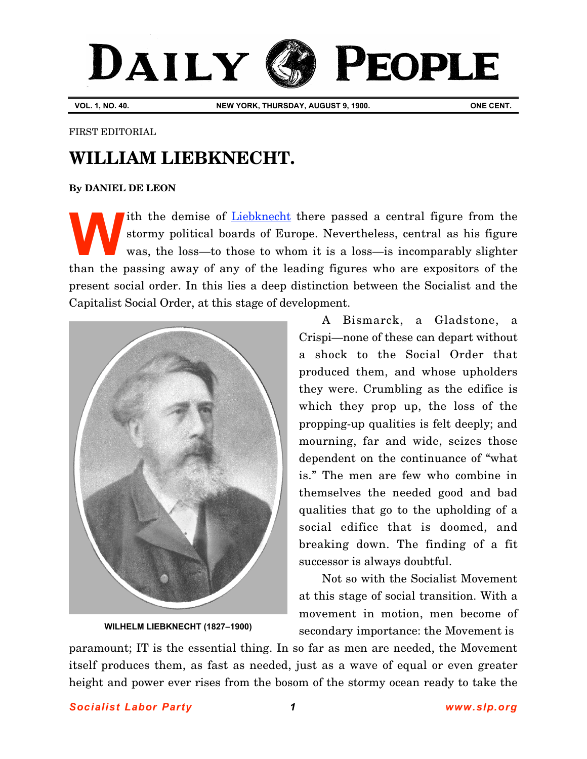# DAILY PEOPLE

**VOL. 1, NO. 40.** | **NEW YORK, THURSDAY, AUGUST 9, 1900.** | **ONE CENT.**

FIRST EDITORIAL

## WILLIAM LIEBKNECHT.

**By DANIEL DE LEON**

With the demise of Liebknecht there passed a central figure from the stormy political boards of Europe. Nevertheless, central as his figure was, the loss—to those to whom it is a loss—is incomparably slighter than the passing away of any of the leading figures who are expositors of the present social order. In this lies a deep distinction between the Socialist and the Capitalist Social Order, at this stage of development.

A Bismarck, a Gladstone, a Crispi—none of these can depart without a shock to the Social Order that produced them, and whose upholders they were. Crumbling as the edifice is which they prop up, the loss of the propping-up qualities is felt deeply; and mourning, far and wide, seizes those dependent on the continuance of "what is." The men are few who combine in themselves the needed good and bad qualities that go to the upholding of a social edifice that is doomed, and breaking down. The finding of a fit successor is always doubtful.

**WILHELM LIEBKNECHT (1827–1900)**

Not so with the Socialist Movement at this stage of social transition. With a movement in motion, men become of secondary importance: the Movement is paramount; IT is the essential thing. In so far as men are needed, the Movement itself produces them, as fast as needed, just as a wave of equal or even greater height and power ever rises from the bosom of the stormy ocean ready to take the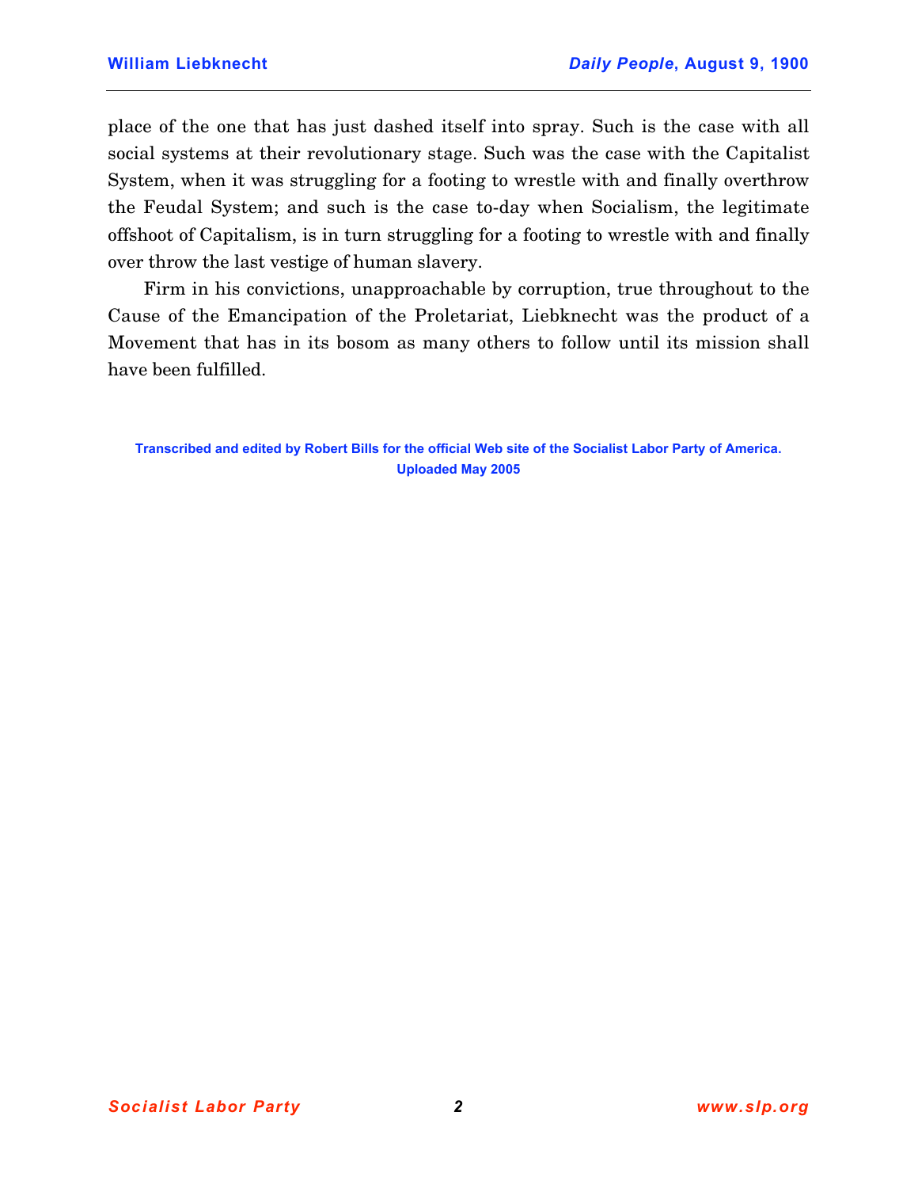place of the one that has just dashed itself into spray. Such is the case with all social systems at their revolutionary stage. Such was the case with the Capitalist System, when it was struggling for a footing to wrestle with and finally overthrow the Feudal System; and such is the case to-day when Socialism, the legitimate offshoot of Capitalism, is in turn struggling for a footing to wrestle with and finally over throw the last vestige of human slavery.

Firm in his convictions, unapproachable by corruption, true throughout to the Cause of the Emancipation of the Proletariat, Liebknecht was the product of a Movement that has in its bosom as many others to follow until its mission shall have been fulfilled.

**Transcribed and edited by Robert Bills for the official Web site of the Socialist Labor Party of America.**
**Uploaded May 2005**